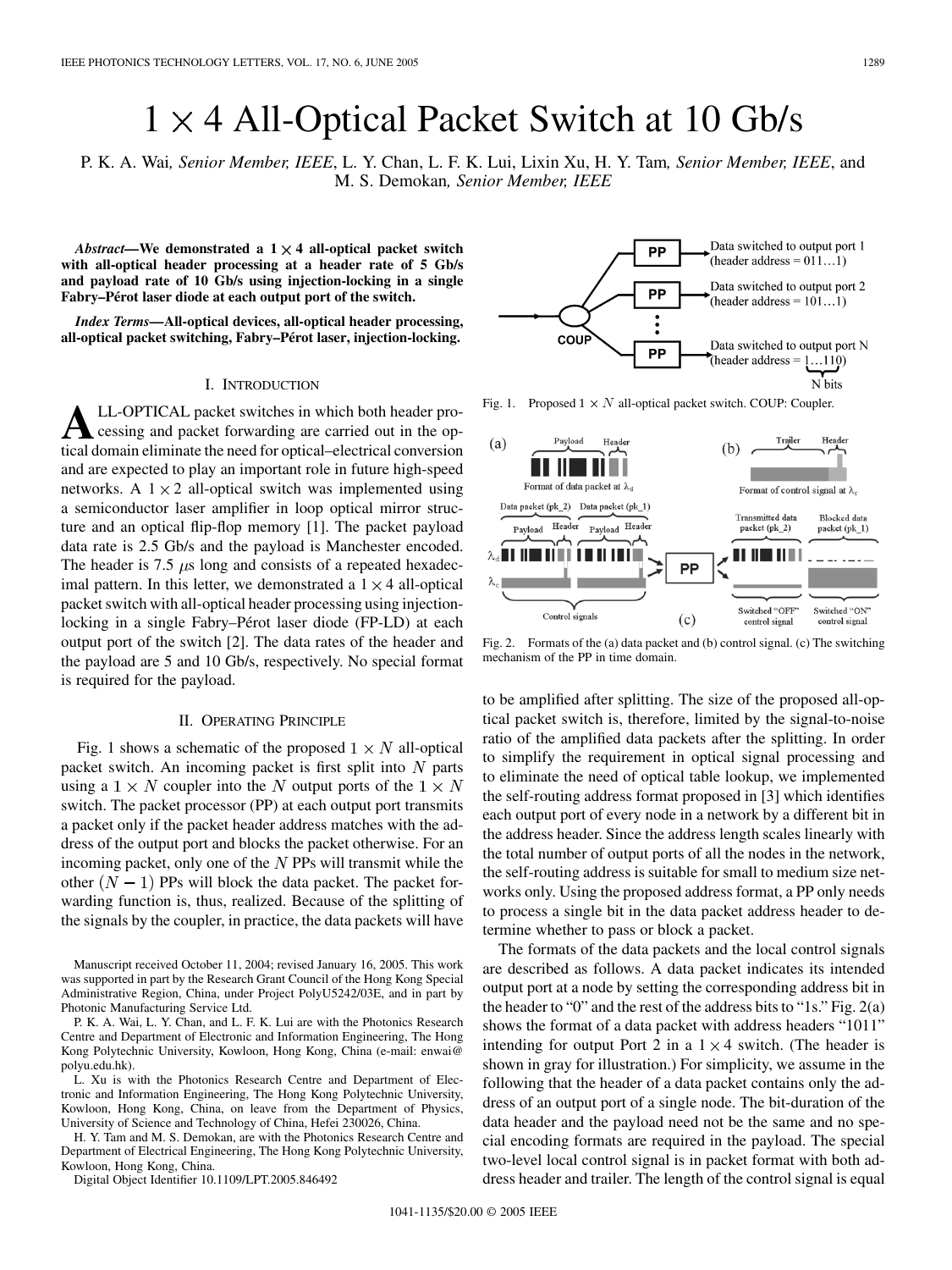# $1 \times 4$ All-Optical Packet Switch at 10 Gb/s

P. K. A. Wai, *Senior Member, IEEE*, L. Y. Chan, L. F. K. Lui, Lixin Xu, H. Y. Tam, *Senior Member, IEEE*, and M. S. Demokan, *Senior Member, IEEE*

***Abstract*—We demonstrated a $1 \times 4$ all-optical packet switch with all-optical header processing at a header rate of 5 Gb/s and payload rate of 10 Gb/s using injection-locking in a single Fabry–Pérot laser diode at each output port of the switch.**

***Index Terms*—All-optical devices, all-optical header processing, all-optical packet switching, Fabry–Pérot laser, injection-locking.**

## I. Introduction

All-optical packet switches in which both header processing and packet forwarding are carried out in the optical domain eliminate the need for optical–electrical conversion and are expected to play an important role in future high-speed networks. A $1 \times 2$ all-optical switch was implemented using a semiconductor laser amplifier in loop optical mirror structure and an optical flip-flop memory [1]. The packet payload data rate is 2.5 Gb/s and the payload is Manchester encoded. The header is 7.5 $\mu$s long and consists of a repeated hexadecimal pattern. In this letter, we demonstrated a $1 \times 4$ all-optical packet switch with all-optical header processing using injection-locking in a single Fabry–Pérot laser diode (FP-LD) at each output port of the switch [2]. The data rates of the header and the payload are 5 and 10 Gb/s, respectively. No special format is required for the payload.

## II. Operating Principle

Fig. 1 shows a schematic of the proposed $1 \times N$ all-optical packet switch. An incoming packet is first split into $N$ parts using a $1 \times N$ coupler into the $N$ output ports of the $1 \times N$ switch. The packet processor (PP) at each output port transmits a packet only if the packet header address matches with the address of the output port and blocks the packet otherwise. For an incoming packet, only one of the $N$ PPs will transmit while the other $(N-1)$ PPs will block the data packet. The packet forwarding function is, thus, realized. Because of the splitting of the signals by the coupler, in practice, the data packets will have to be amplified after splitting. The size of the proposed all-optical packet switch is, therefore, limited by the signal-to-noise ratio of the amplified data packets after the splitting. In order to simplify the requirement in optical signal processing and to eliminate the need of optical table lookup, we implemented the self-routing address format proposed in [3] which identifies each output port of every node in a network by a different bit in the address header. Since the address length scales linearly with the total number of output ports of all the nodes in the network, the self-routing address is suitable for small to medium size networks only. Using the proposed address format, a PP only needs to process a single bit in the data packet address header to determine whether to pass or block a packet.

Fig. 1. Proposed $1 \times N$ all-optical packet switch. COUP: Coupler.

Fig. 2. Formats of the (a) data packet and (b) control signal. (c) The switching mechanism of the PP in time domain.

The formats of the data packets and the local control signals are described as follows. A data packet indicates its intended output port at a node by setting the corresponding address bit in the header to "0" and the rest of the address bits to "1s." Fig. 2(a) shows the format of a data packet with address headers "1011" intending for output Port 2 in a $1 \times 4$ switch. (The header is shown in gray for illustration.) For simplicity, we assume in the following that the header of a data packet contains only the address of an output port of a single node. The bit-duration of the data header and the payload need not be the same and no special encoding formats are required in the payload. The special two-level local control signal is in packet format with both address header and trailer. The length of the control signal is equal

Manuscript received October 11, 2004; revised January 16, 2005. This work was supported in part by the Research Grant Council of the Hong Kong Special Administrative Region, China, under Project PolyU5242/03E, and in part by Photonic Manufacturing Service Ltd.

P. K. A. Wai, L. Y. Chan, and L. F. K. Lui are with the Photonics Research Centre and Department of Electronic and Information Engineering, The Hong Kong Polytechnic University, Kowloon, Hong Kong, China (e-mail: enwai@polyu.edu.hk).

L. Xu is with the Photonics Research Centre and Department of Electronic and Information Engineering, The Hong Kong Polytechnic University, Kowloon, Hong Kong, China, on leave from the Department of Physics, University of Science and Technology of China, Hefei 230026, China.

H. Y. Tam and M. S. Demokan, are with the Photonics Research Centre and Department of Electrical Engineering, The Hong Kong Polytechnic University, Kowloon, Hong Kong, China.

Digital Object Identifier 10.1109/LPT.2005.846492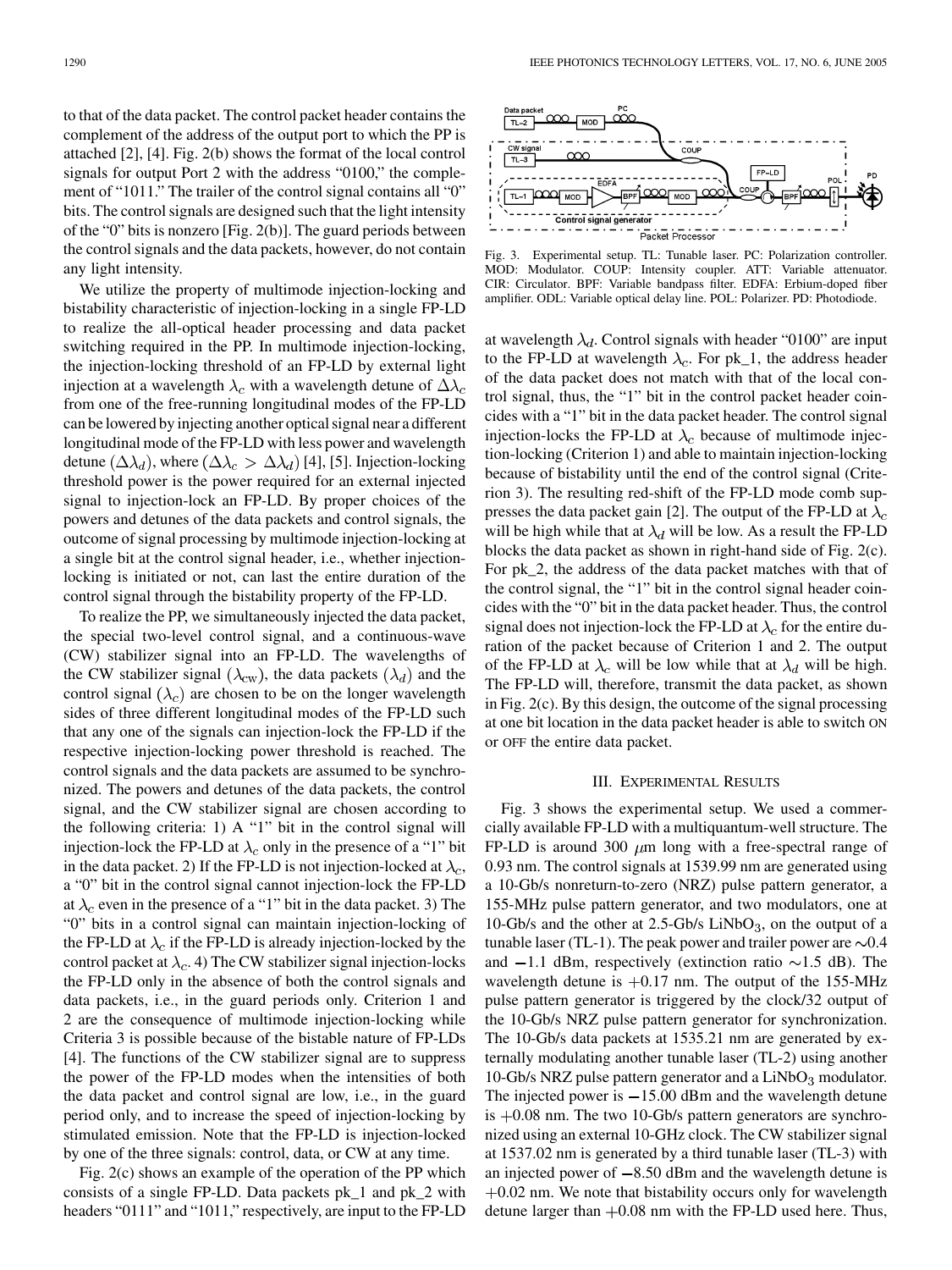to that of the data packet. The control packet header contains the complement of the address of the output port to which the PP is attached [2], [4]. Fig. 2(b) shows the format of the local control signals for output Port 2 with the address "0100," the complement of "1011." The trailer of the control signal contains all "0" bits. The control signals are designed such that the light intensity of the "0" bits is nonzero [Fig. 2(b)]. The guard periods between the control signals and the data packets, however, do not contain any light intensity.

We utilize the property of multimode injection-locking and bistability characteristic of injection-locking in a single FP-LD to realize the all-optical header processing and data packet switching required in the PP. In multimode injection-locking, the injection-locking threshold of an FP-LD by external light injection at a wavelength $\lambda_c$ with a wavelength detune of $\Delta\lambda_c$ from one of the free-running longitudinal modes of the FP-LD can be lowered by injecting another optical signal near a different longitudinal mode of the FP-LD with less power and wavelength detune $(\Delta\lambda_d)$, where $(\Delta\lambda_c > \Delta\lambda_d)$ [4], [5]. Injection-locking threshold power is the power required for an external injected signal to injection-lock an FP-LD. By proper choices of the powers and detunes of the data packets and control signals, the outcome of signal processing by multimode injection-locking at a single bit at the control signal header, i.e., whether injection-locking is initiated or not, can last the entire duration of the control signal through the bistability property of the FP-LD.

To realize the PP, we simultaneously injected the data packet, the special two-level control signal, and a continuous-wave (CW) stabilizer signal into an FP-LD. The wavelengths of the CW stabilizer signal $(\lambda_{\text{cw}})$, the data packets $(\lambda_d)$ and the control signal $(\lambda_c)$ are chosen to be on the longer wavelength sides of three different longitudinal modes of the FP-LD such that any one of the signals can injection-lock the FP-LD if the respective injection-locking power threshold is reached. The control signals and the data packets are assumed to be synchronized. The powers and detunes of the data packets, the control signal, and the CW stabilizer signal are chosen according to the following criteria: 1) A "1" bit in the control signal will injection-lock the FP-LD at $\lambda_c$ only in the presence of a "1" bit in the data packet. 2) If the FP-LD is not injection-locked at $\lambda_c$, a "0" bit in the control signal cannot injection-lock the FP-LD at $\lambda_c$ even in the presence of a "1" bit in the data packet. 3) The "0" bits in a control signal can maintain injection-locking of the FP-LD at $\lambda_c$ if the FP-LD is already injection-locked by the control packet at $\lambda_c$. 4) The CW stabilizer signal injection-locks the FP-LD only in the absence of both the control signals and data packets, i.e., in the guard periods only. Criterion 1 and 2 are the consequence of multimode injection-locking while Criteria 3 is possible because of the bistable nature of FP-LDs [4]. The functions of the CW stabilizer signal are to suppress the power of the FP-LD modes when the intensities of both the data packet and control signal are low, i.e., in the guard period only, and to increase the speed of injection-locking by stimulated emission. Note that the FP-LD is injection-locked by one of the three signals: control, data, or CW at any time.

Fig. 2(c) shows an example of the operation of the PP which consists of a single FP-LD. Data packets pk_1 and pk_2 with headers "0111" and "1011," respectively, are input to the FP-LD at wavelength $\lambda_d$. Control signals with header "0100" are input to the FP-LD at wavelength $\lambda_c$. For pk_1, the address header of the data packet does not match with that of the local control signal, thus, the "1" bit in the control packet header coincides with a "1" bit in the data packet header. The control signal injection-locks the FP-LD at $\lambda_c$ because of multimode injection-locking (Criterion 1) and able to maintain injection-locking because of bistability until the end of the control signal (Criterion 3). The resulting red-shift of the FP-LD mode comb suppresses the data packet gain [2]. The output of the FP-LD at $\lambda_c$ will be high while that at $\lambda_d$ will be low. As a result the FP-LD blocks the data packet as shown in right-hand side of Fig. 2(c). For pk_2, the address of the data packet matches with that of the control signal, the "1" bit in the control signal header coincides with the "0" bit in the data packet header. Thus, the control signal does not injection-lock the FP-LD at $\lambda_c$ for the entire duration of the packet because of Criterion 1 and 2. The output of the FP-LD at $\lambda_c$ will be low while that at $\lambda_d$ will be high. The FP-LD will, therefore, transmit the data packet, as shown in Fig. 2(c). By this design, the outcome of the signal processing at one bit location in the data packet header is able to switch ON or OFF the entire data packet.

Fig. 3. Experimental setup. TL: Tunable laser. PC: Polarization controller. MOD: Modulator. COUP: Intensity coupler. ATT: Variable attenuator. CIR: Circulator. BPF: Variable bandpass filter. EDFA: Erbium-doped fiber amplifier. ODL: Variable optical delay line. POL: Polarizer. PD: Photodiode.

## III. Experimental Results

Fig. 3 shows the experimental setup. We used a commercially available FP-LD with a multiquantum-well structure. The FP-LD is around 300 $\mu$m long with a free-spectral range of 0.93 nm. The control signals at 1539.99 nm are generated using a 10-Gb/s nonreturn-to-zero (NRZ) pulse pattern generator, a 155-MHz pulse pattern generator, and two modulators, one at 10-Gb/s and the other at 2.5-Gb/s $LiNbO_3$, on the output of a tunable laser (TL-1). The peak power and trailer power are ~0.4 and −1.1 dBm, respectively (extinction ratio ~1.5 dB). The wavelength detune is +0.17 nm. The output of the 155-MHz pulse pattern generator is triggered by the clock/32 output of the 10-Gb/s NRZ pulse pattern generator for synchronization. The 10-Gb/s data packets at 1535.21 nm are generated by externally modulating another tunable laser (TL-2) using another 10-Gb/s NRZ pulse pattern generator and a $LiNbO_3$ modulator. The injected power is −15.00 dBm and the wavelength detune is +0.08 nm. The two 10-Gb/s pattern generators are synchronized using an external 10-GHz clock. The CW stabilizer signal at 1537.02 nm is generated by a third tunable laser (TL-3) with an injected power of −8.50 dBm and the wavelength detune is +0.02 nm. We note that bistability occurs only for wavelength detune larger than +0.08 nm with the FP-LD used here. Thus,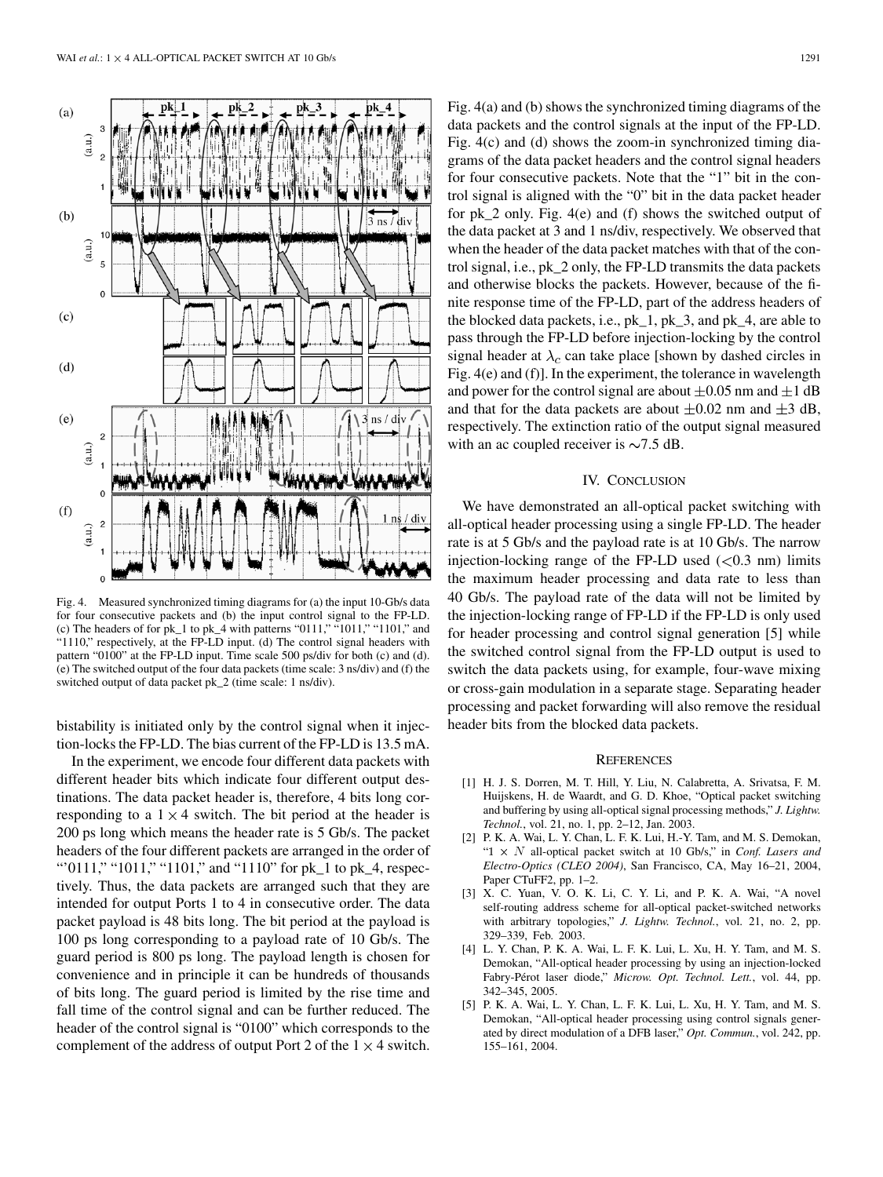(a)

pk_1 pk_2 pk_3 pk_4

(a.u.) 3 2 1

(b)

3 ns / div

(a.u.) 10 5 0

(c)

(d)

(e)

3 ns / div

(a.u.) 2 1 0

(f)

1 ns / div

(a.u.) 2 1 0

Fig. 4. Measured synchronized timing diagrams for (a) the input 10-Gb/s data for four consecutive packets and (b) the input control signal to the FP-LD. (c) The headers of for pk_1 to pk_4 with patterns "0111," "1011," "1101," and "1110," respectively, at the FP-LD input. (d) The control signal headers with pattern "0100" at the FP-LD input. Time scale 500 ps/div for both (c) and (d). (e) The switched output of the four data packets (time scale: 3 ns/div) and (f) the switched output of data packet pk_2 (time scale: 1 ns/div).

bistability is initiated only by the control signal when it injection-locks the FP-LD. The bias current of the FP-LD is 13.5 mA.

In the experiment, we encode four different data packets with different header bits which indicate four different output destinations. The data packet header is, therefore, 4 bits long corresponding to a $1 \times 4$ switch. The bit period at the header is 200 ps long which means the header rate is 5 Gb/s. The packet headers of the four different packets are arranged in the order of "'0111," "1011," "1101," and "1110," for pk_1 to pk_4, respectively. Thus, the data packets are arranged such that they are intended for output Ports 1 to 4 in consecutive order. The data packet payload is 48 bits long. The bit period at the payload is 100 ps long corresponding to a payload rate of 10 Gb/s. The guard period is 800 ps long. The payload length is chosen for convenience and in principle it can be hundreds of thousands of bits long. The guard period is limited by the rise time and fall time of the control signal and can be further reduced. The header of the control signal is "0100" which corresponds to the complement of the address of output Port 2 of the $1 \times 4$ switch.

Fig. 4(a) and (b) shows the synchronized timing diagrams of the data packets and the control signals at the input of the FP-LD. Fig. 4(c) and (d) shows the zoom-in synchronized timing diagrams of the data packet headers and the control signal headers for four consecutive packets. Note that the "1" bit in the control signal is aligned with the "0" bit in the data packet header for pk_2 only. Fig. 4(e) and (f) shows the switched output of the data packet at 3 and 1 ns/div, respectively. We observed that when the header of the data packet matches with that of the control signal, i.e., pk_2 only, the FP-LD transmits the data packets and otherwise blocks the packets. However, because of the finite response time of the FP-LD, part of the address headers of the blocked data packets, i.e., pk_1, pk_3, and pk_4, are able to pass through the FP-LD before injection-locking by the control signal header at $\lambda_c$ can take place [shown by dashed circles in Fig. 4(e) and (f)]. In the experiment, the tolerance in wavelength and power for the control signal are about $\pm 0.05$ nm and $\pm 1$ dB and that for the data packets are about $\pm 0.02$ nm and $\pm 3$ dB, respectively. The extinction ratio of the output signal measured with an ac coupled receiver is $\sim$7.5 dB.

## IV. Conclusion

We have demonstrated an all-optical packet switching with all-optical header processing using a single FP-LD. The header rate is at 5 Gb/s and the payload rate is at 10 Gb/s. The narrow injection-locking range of the FP-LD used ($<$0.3 nm) limits the maximum header processing and data rate to less than 40 Gb/s. The payload rate of the data will not be limited by the injection-locking range of FP-LD if the FP-LD is only used for header processing and control signal generation [5] while the switched control signal from the FP-LD output is used to switch the data packets using, for example, four-wave mixing or cross-gain modulation in a separate stage. Separating header processing and packet forwarding will also remove the residual header bits from the blocked data packets.

## References

[1] H. J. S. Dorren, M. T. Hill, Y. Liu, N. Calabretta, A. Srivatsa, F. M. Huijskens, H. de Waardt, and G. D. Khoe, "Optical packet switching and buffering by using all-optical signal processing methods," *J. Lightw. Technol.*, vol. 21, no. 1, pp. 2–12, Jan. 2003.

[2] P. K. A. Wai, L. Y. Chan, L. F. K. Lui, H.-Y. Tam, and M. S. Demokan, "$1 \times N$ all-optical packet switch at 10 Gb/s," in *Conf. Lasers and Electro-Optics (CLEO 2004)*, San Francisco, CA, May 16–21, 2004, Paper CTuFF2, pp. 1–2.

[3] X. C. Yuan, V. O. K. Li, C. Y. Li, and P. K. A. Wai, "A novel self-routing address scheme for all-optical packet-switched networks with arbitrary topologies," *J. Lightw. Technol.*, vol. 21, no. 2, pp. 329–339, Feb. 2003.

[4] L. Y. Chan, P. K. A. Wai, L. F. K. Lui, L. Xu, H. Y. Tam, and M. S. Demokan, "All-optical header processing by using an injection-locked Fabry-Pérot laser diode," *Microw. Opt. Technol. Lett.*, vol. 44, pp. 342–345, 2005.

[5] P. K. A. Wai, L. Y. Chan, L. F. K. Lui, L. Xu, H. Y. Tam, and M. S. Demokan, "All-optical header processing using control signals generated by direct modulation of a DFB laser," *Opt. Commun.*, vol. 242, pp. 155–161, 2004.